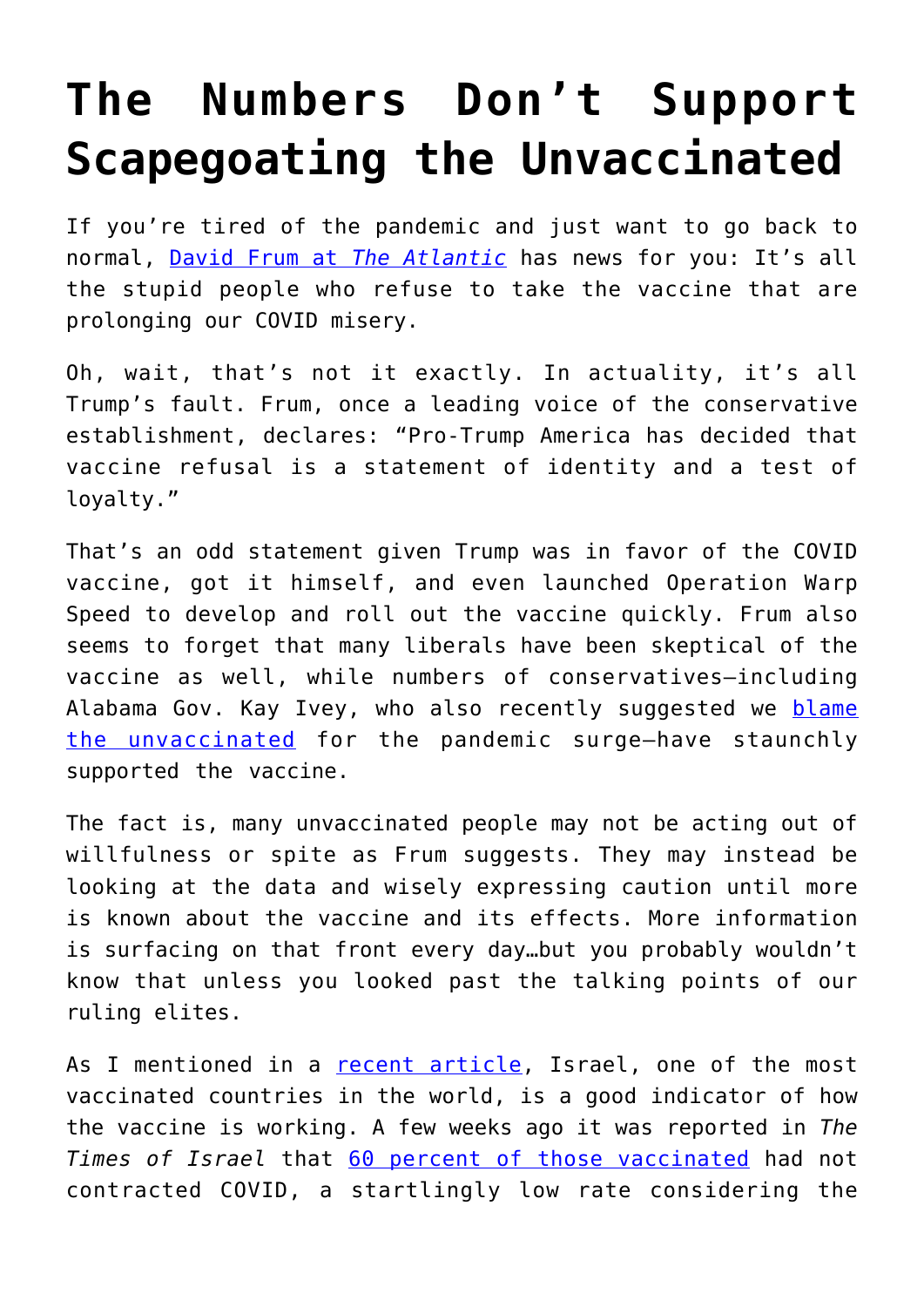# The Numbers Don't Support Scapegoating the Unvaccinated

If you're tired of the pandemic and just want to go back to normal, David Frum at *The Atlantic* has news for you: It's all the stupid people who refuse to take the vaccine that are prolonging our COVID misery.

Oh, wait, that's not it exactly. In actuality, it's all Trump's fault. Frum, once a leading voice of the conservative establishment, declares: "Pro-Trump America has decided that vaccine refusal is a statement of identity and a test of loyalty."

That's an odd statement given Trump was in favor of the COVID vaccine, got it himself, and even launched Operation Warp Speed to develop and roll out the vaccine quickly. Frum also seems to forget that many liberals have been skeptical of the vaccine as well, while numbers of conservatives—including Alabama Gov. Kay Ivey, who also recently suggested we blame the unvaccinated for the pandemic surge—have staunchly supported the vaccine.

The fact is, many unvaccinated people may not be acting out of willfulness or spite as Frum suggests. They may instead be looking at the data and wisely expressing caution until more is known about the vaccine and its effects. More information is surfacing on that front every day…but you probably wouldn't know that unless you looked past the talking points of our ruling elites.

As I mentioned in a recent article, Israel, one of the most vaccinated countries in the world, is a good indicator of how the vaccine is working. A few weeks ago it was reported in *The Times of Israel* that 60 percent of those vaccinated had not contracted COVID, a startlingly low rate considering the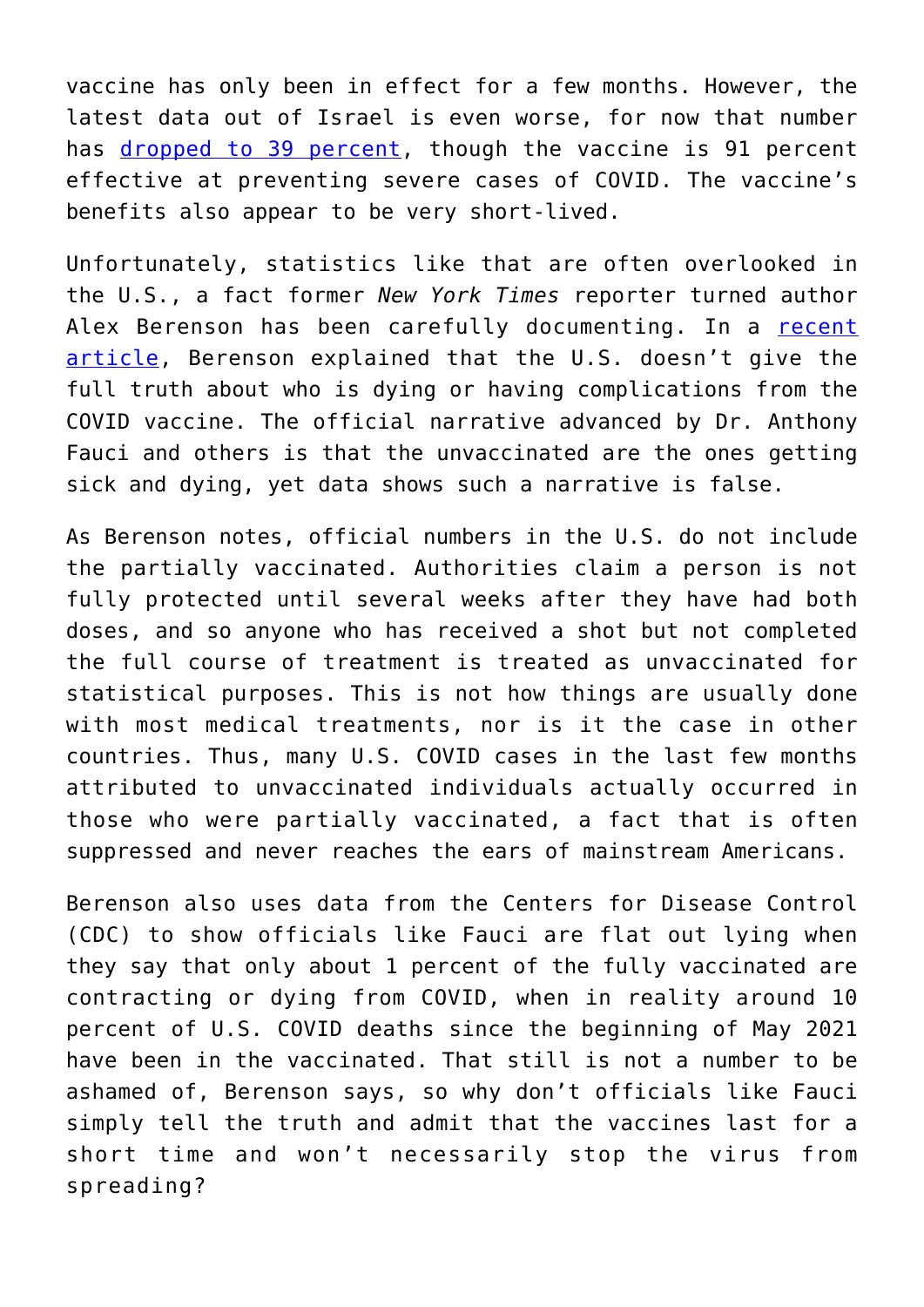vaccine has only been in effect for a few months. However, the latest data out of Israel is even worse, for now that number has dropped to 39 percent, though the vaccine is 91 percent effective at preventing severe cases of COVID. The vaccine's benefits also appear to be very short-lived.

Unfortunately, statistics like that are often overlooked in the U.S., a fact former *New York Times* reporter turned author Alex Berenson has been carefully documenting. In a recent article, Berenson explained that the U.S. doesn't give the full truth about who is dying or having complications from the COVID vaccine. The official narrative advanced by Dr. Anthony Fauci and others is that the unvaccinated are the ones getting sick and dying, yet data shows such a narrative is false.

As Berenson notes, official numbers in the U.S. do not include the partially vaccinated. Authorities claim a person is not fully protected until several weeks after they have had both doses, and so anyone who has received a shot but not completed the full course of treatment is treated as unvaccinated for statistical purposes. This is not how things are usually done with most medical treatments, nor is it the case in other countries. Thus, many U.S. COVID cases in the last few months attributed to unvaccinated individuals actually occurred in those who were partially vaccinated, a fact that is often suppressed and never reaches the ears of mainstream Americans.

Berenson also uses data from the Centers for Disease Control (CDC) to show officials like Fauci are flat out lying when they say that only about 1 percent of the fully vaccinated are contracting or dying from COVID, when in reality around 10 percent of U.S. COVID deaths since the beginning of May 2021 have been in the vaccinated. That still is not a number to be ashamed of, Berenson says, so why don't officials like Fauci simply tell the truth and admit that the vaccines last for a short time and won't necessarily stop the virus from spreading?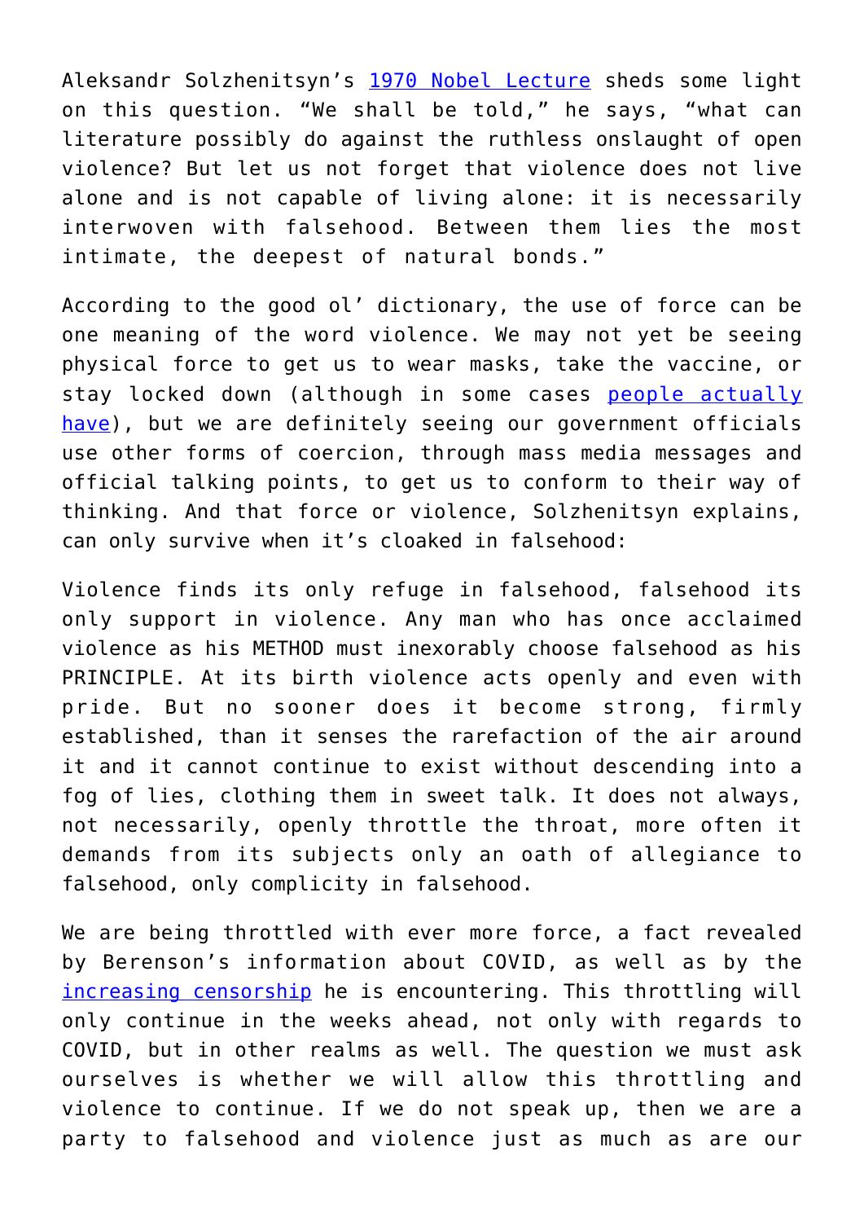Aleksandr Solzhenitsyn's [1970 Nobel Lecture] sheds some light on this question. "We shall be told," he says, "what can literature possibly do against the ruthless onslaught of open violence? But let us not forget that violence does not live alone and is not capable of living alone: it is necessarily interwoven with falsehood. Between them lies the most intimate, the deepest of natural bonds."

According to the good ol' dictionary, the use of force can be one meaning of the word violence. We may not yet be seeing physical force to get us to wear masks, take the vaccine, or stay locked down (although in some cases [people actually have]), but we are definitely seeing our government officials use other forms of coercion, through mass media messages and official talking points, to get us to conform to their way of thinking. And that force or violence, Solzhenitsyn explains, can only survive when it's cloaked in falsehood:

> Violence finds its only refuge in falsehood, falsehood its only support in violence. Any man who has once acclaimed violence as his METHOD must inexorably choose falsehood as his PRINCIPLE. At its birth violence acts openly and even with pride. But no sooner does it become strong, firmly established, than it senses the rarefaction of the air around it and it cannot continue to exist without descending into a fog of lies, clothing them in sweet talk. It does not always, not necessarily, openly throttle the throat, more often it demands from its subjects only an oath of allegiance to falsehood, only complicity in falsehood.

We are being throttled with ever more force, a fact revealed by Berenson's information about COVID, as well as by the [increasing censorship] he is encountering. This throttling will only continue in the weeks ahead, not only with regards to COVID, but in other realms as well. The question we must ask ourselves is whether we will allow this throttling and violence to continue. If we do not speak up, then we are a party to falsehood and violence just as much as are our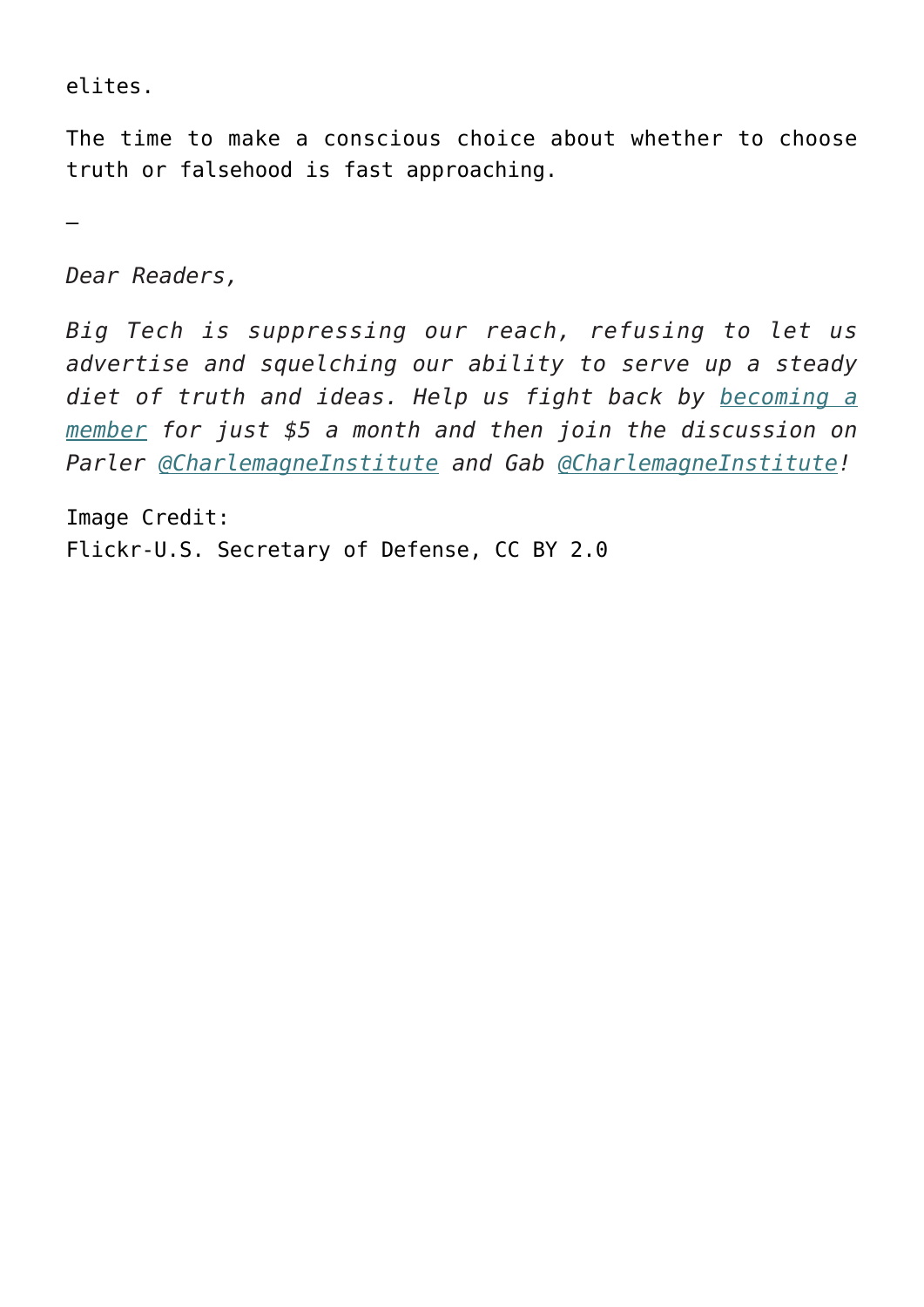elites.

The time to make a conscious choice about whether to choose truth or falsehood is fast approaching.

—

*Dear Readers,*

*Big Tech is suppressing our reach, refusing to let us advertise and squelching our ability to serve up a steady diet of truth and ideas. Help us fight back by becoming a member for just $5 a month and then join the discussion on Parler @CharlemagneInstitute and Gab @CharlemagneInstitute!*

Image Credit:
Flickr-U.S. Secretary of Defense, CC BY 2.0